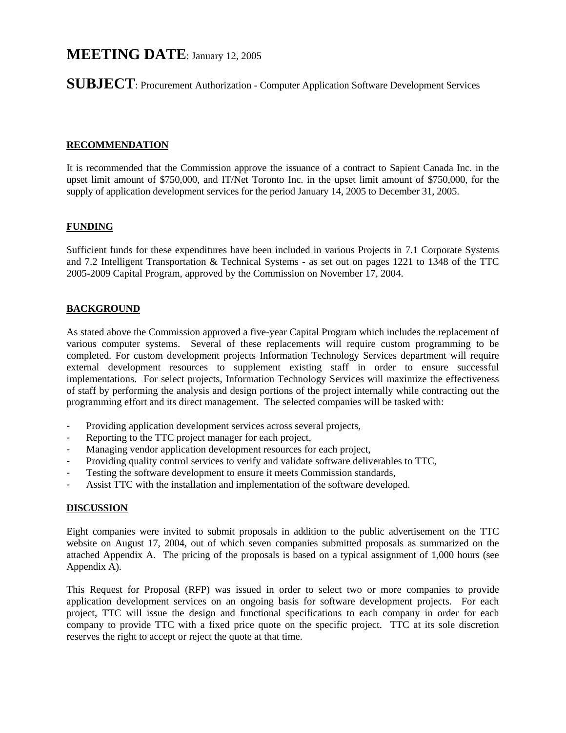**MEETING DATE**: January 12, 2005

**SUBJECT**: Procurement Authorization - Computer Application Software Development Services

## RECOMMENDATION

It is recommended that the Commission approve the issuance of a contract to Sapient Canada Inc. in the upset limit amount of $750,000, and IT/Net Toronto Inc. in the upset limit amount of $750,000, for the supply of application development services for the period January 14, 2005 to December 31, 2005.

## FUNDING

Sufficient funds for these expenditures have been included in various Projects in 7.1 Corporate Systems and 7.2 Intelligent Transportation & Technical Systems - as set out on pages 1221 to 1348 of the TTC 2005-2009 Capital Program, approved by the Commission on November 17, 2004.

## BACKGROUND

As stated above the Commission approved a five-year Capital Program which includes the replacement of various computer systems. Several of these replacements will require custom programming to be completed. For custom development projects Information Technology Services department will require external development resources to supplement existing staff in order to ensure successful implementations. For select projects, Information Technology Services will maximize the effectiveness of staff by performing the analysis and design portions of the project internally while contracting out the programming effort and its direct management. The selected companies will be tasked with:

- Providing application development services across several projects,
- Reporting to the TTC project manager for each project,
- Managing vendor application development resources for each project,
- Providing quality control services to verify and validate software deliverables to TTC,
- Testing the software development to ensure it meets Commission standards,
- Assist TTC with the installation and implementation of the software developed.

## DISCUSSION

Eight companies were invited to submit proposals in addition to the public advertisement on the TTC website on August 17, 2004, out of which seven companies submitted proposals as summarized on the attached Appendix A. The pricing of the proposals is based on a typical assignment of 1,000 hours (see Appendix A).

This Request for Proposal (RFP) was issued in order to select two or more companies to provide application development services on an ongoing basis for software development projects. For each project, TTC will issue the design and functional specifications to each company in order for each company to provide TTC with a fixed price quote on the specific project. TTC at its sole discretion reserves the right to accept or reject the quote at that time.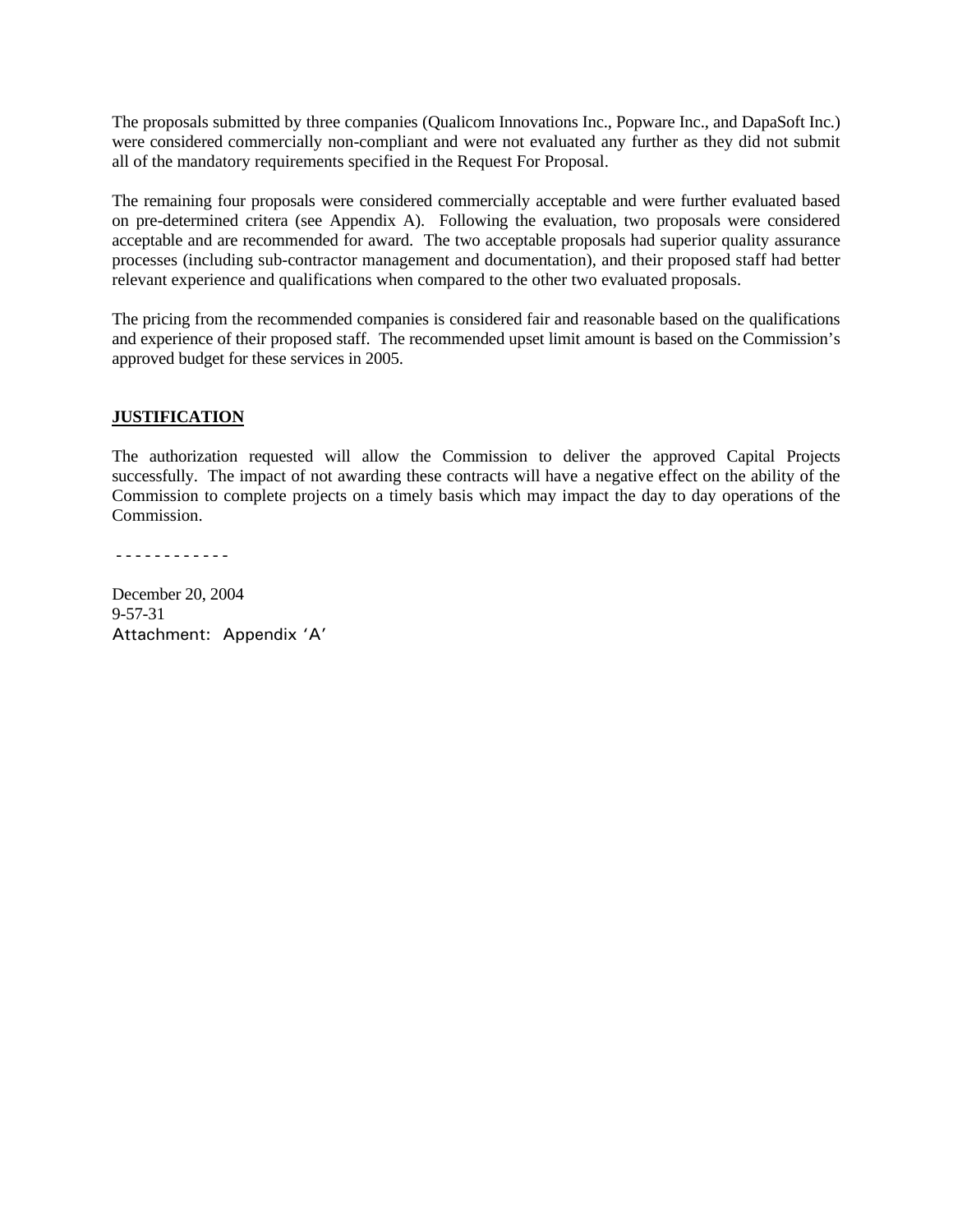The proposals submitted by three companies (Qualicom Innovations Inc., Popware Inc., and DapaSoft Inc.) were considered commercially non-compliant and were not evaluated any further as they did not submit all of the mandatory requirements specified in the Request For Proposal.

The remaining four proposals were considered commercially acceptable and were further evaluated based on pre-determined critera (see Appendix A). Following the evaluation, two proposals were considered acceptable and are recommended for award. The two acceptable proposals had superior quality assurance processes (including sub-contractor management and documentation), and their proposed staff had better relevant experience and qualifications when compared to the other two evaluated proposals.

The pricing from the recommended companies is considered fair and reasonable based on the qualifications and experience of their proposed staff. The recommended upset limit amount is based on the Commission's approved budget for these services in 2005.

## JUSTIFICATION

The authorization requested will allow the Commission to deliver the approved Capital Projects successfully. The impact of not awarding these contracts will have a negative effect on the ability of the Commission to complete projects on a timely basis which may impact the day to day operations of the Commission.

- - - - - - - - - - - -

December 20, 2004
9-57-31
Attachment: Appendix 'A'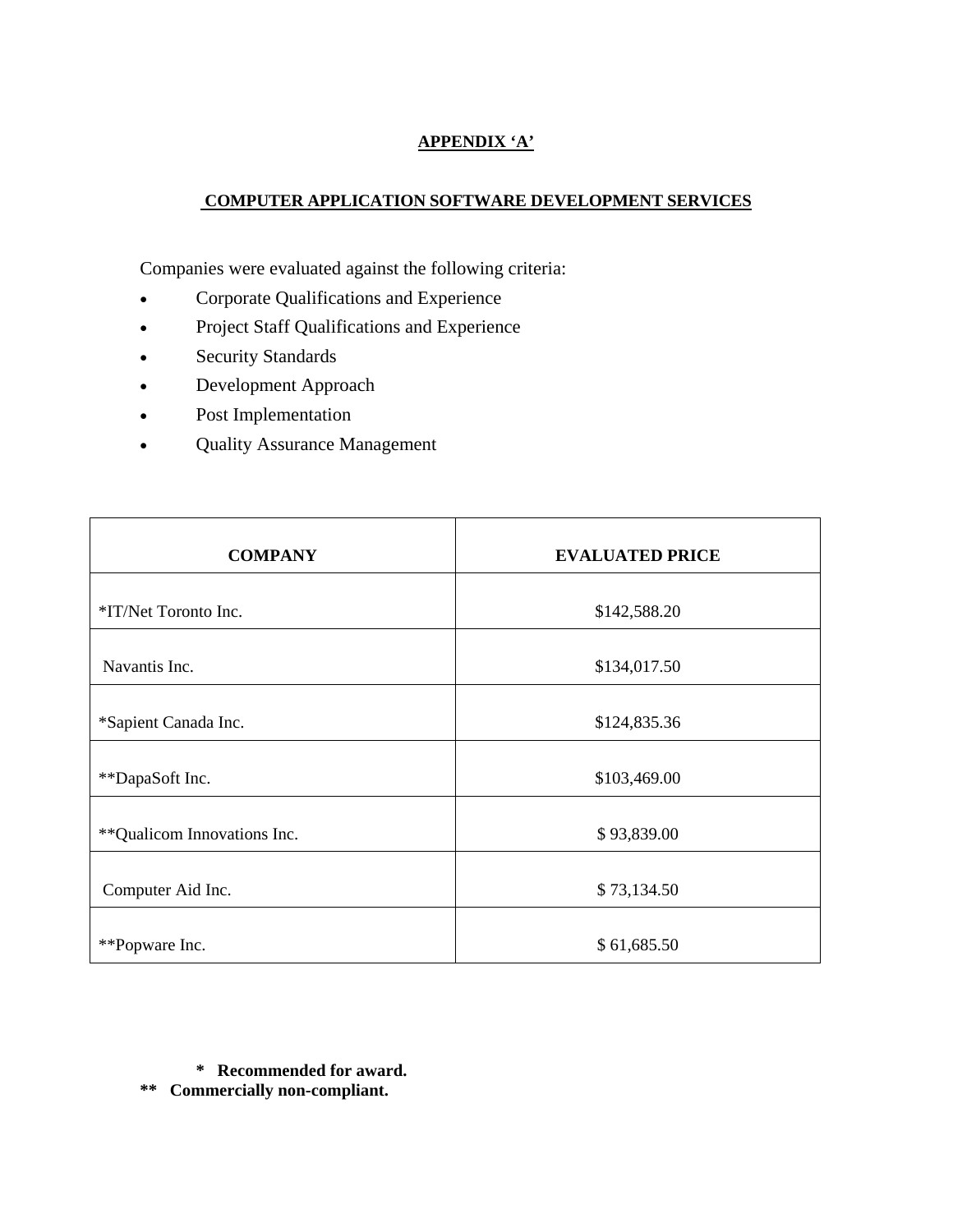**APPENDIX 'A'**

**COMPUTER APPLICATION SOFTWARE DEVELOPMENT SERVICES**

Companies were evaluated against the following criteria:

- Corporate Qualifications and Experience
- Project Staff Qualifications and Experience
- Security Standards
- Development Approach
- Post Implementation
- Quality Assurance Management

| COMPANY | EVALUATED PRICE |
|---|---|
| *IT/Net Toronto Inc. | $142,588.20 |
| Navantis Inc. | $134,017.50 |
| *Sapient Canada Inc. | $124,835.36 |
| **DapaSoft Inc. | $103,469.00 |
| **Qualicom Innovations Inc. | $ 93,839.00 |
| Computer Aid Inc. | $ 73,134.50 |
| **Popware Inc. | $ 61,685.50 |

**\* Recommended for award.**
**\*\* Commercially non-compliant.**